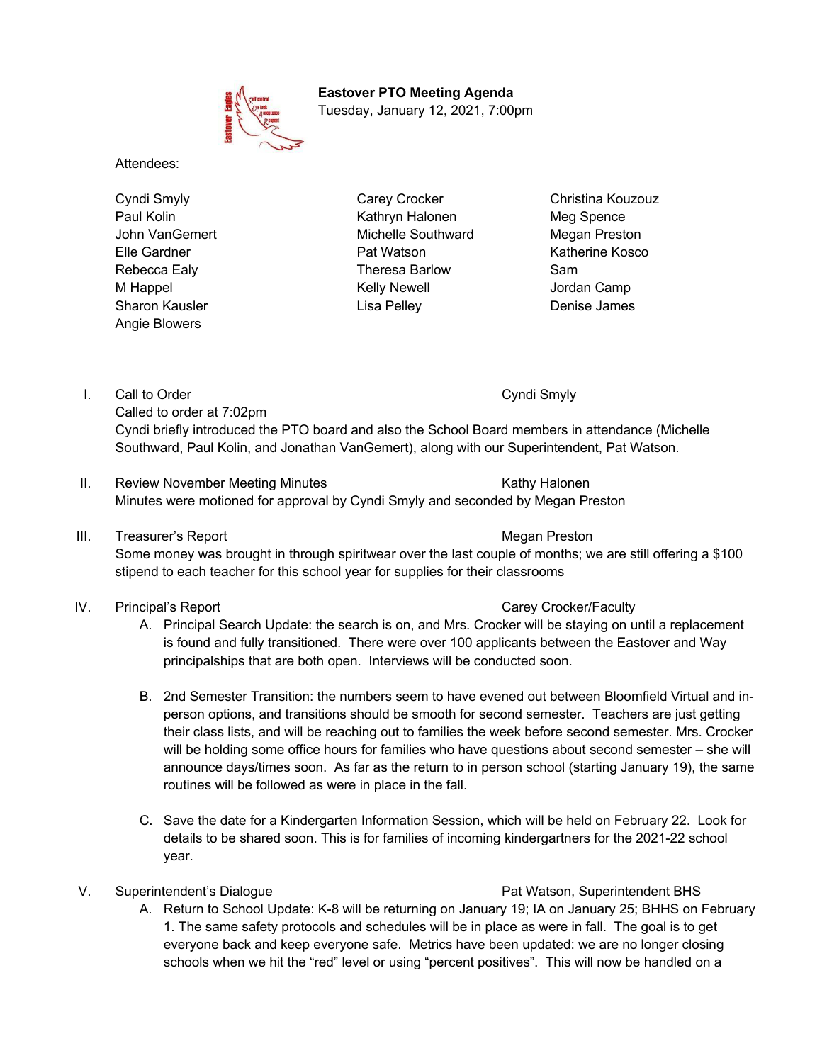# Eastover PTO Meeting Agenda

Tuesday, January 12, 2021, 7:00pm

Attendees:

Cyndi Smyly
Paul Kolin
John VanGemert
Elle Gardner
Rebecca Ealy
M Happel
Sharon Kausler
Angie Blowers
Carey Crocker
Kathryn Halonen
Michelle Southward
Pat Watson
Theresa Barlow
Kelly Newell
Lisa Pelley
Christina Kouzouz
Meg Spence
Megan Preston
Katherine Kosco
Sam
Jordan Camp
Denise James

I. Call to Order — Cyndi Smyly

Called to order at 7:02pm

Cyndi briefly introduced the PTO board and also the School Board members in attendance (Michelle Southward, Paul Kolin, and Jonathan VanGemert), along with our Superintendent, Pat Watson.

II. Review November Meeting Minutes — Kathy Halonen

Minutes were motioned for approval by Cyndi Smyly and seconded by Megan Preston

III. Treasurer's Report — Megan Preston

Some money was brought in through spiritwear over the last couple of months; we are still offering a $100 stipend to each teacher for this school year for supplies for their classrooms

IV. Principal's Report — Carey Crocker/Faculty

A. Principal Search Update: the search is on, and Mrs. Crocker will be staying on until a replacement is found and fully transitioned. There were over 100 applicants between the Eastover and Way principalships that are both open. Interviews will be conducted soon.

B. 2nd Semester Transition: the numbers seem to have evened out between Bloomfield Virtual and in-person options, and transitions should be smooth for second semester. Teachers are just getting their class lists, and will be reaching out to families the week before second semester. Mrs. Crocker will be holding some office hours for families who have questions about second semester – she will announce days/times soon. As far as the return to in person school (starting January 19), the same routines will be followed as were in place in the fall.

C. Save the date for a Kindergarten Information Session, which will be held on February 22. Look for details to be shared soon. This is for families of incoming kindergartners for the 2021-22 school year.

V. Superintendent's Dialogue — Pat Watson, Superintendent BHS

A. Return to School Update: K-8 will be returning on January 19; IA on January 25; BHHS on February 1. The same safety protocols and schedules will be in place as were in fall. The goal is to get everyone back and keep everyone safe. Metrics have been updated: we are no longer closing schools when we hit the "red" level or using "percent positives". This will now be handled on a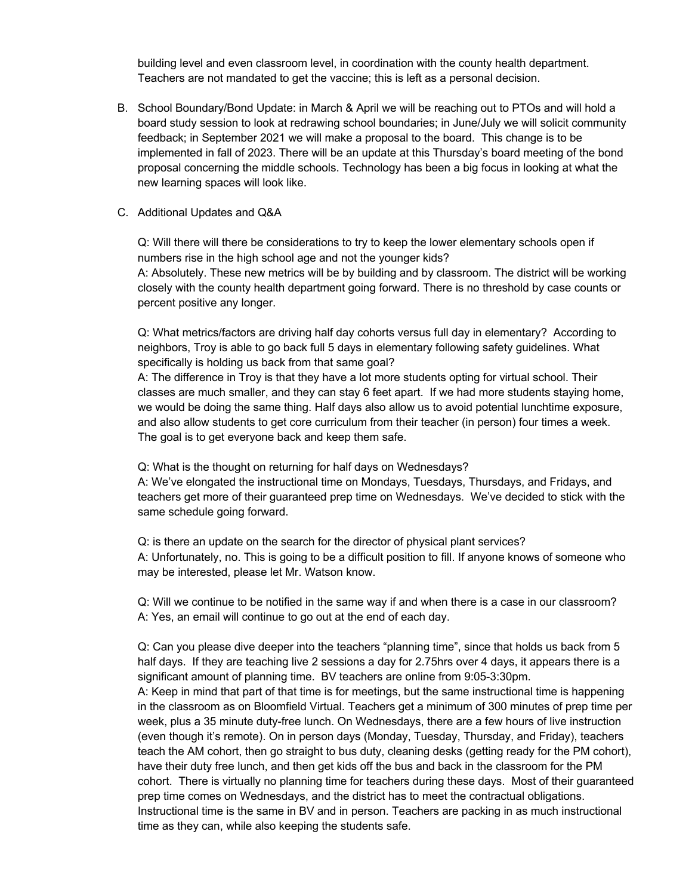building level and even classroom level, in coordination with the county health department. Teachers are not mandated to get the vaccine; this is left as a personal decision.

B. School Boundary/Bond Update: in March & April we will be reaching out to PTOs and will hold a board study session to look at redrawing school boundaries; in June/July we will solicit community feedback; in September 2021 we will make a proposal to the board. This change is to be implemented in fall of 2023. There will be an update at this Thursday's board meeting of the bond proposal concerning the middle schools. Technology has been a big focus in looking at what the new learning spaces will look like.

C. Additional Updates and Q&A

Q: Will there will there be considerations to try to keep the lower elementary schools open if numbers rise in the high school age and not the younger kids?
A: Absolutely. These new metrics will be by building and by classroom. The district will be working closely with the county health department going forward. There is no threshold by case counts or percent positive any longer.

Q: What metrics/factors are driving half day cohorts versus full day in elementary? According to neighbors, Troy is able to go back full 5 days in elementary following safety guidelines. What specifically is holding us back from that same goal?
A: The difference in Troy is that they have a lot more students opting for virtual school. Their classes are much smaller, and they can stay 6 feet apart. If we had more students staying home, we would be doing the same thing. Half days also allow us to avoid potential lunchtime exposure, and also allow students to get core curriculum from their teacher (in person) four times a week. The goal is to get everyone back and keep them safe.

Q: What is the thought on returning for half days on Wednesdays?
A: We've elongated the instructional time on Mondays, Tuesdays, Thursdays, and Fridays, and teachers get more of their guaranteed prep time on Wednesdays. We've decided to stick with the same schedule going forward.

Q: is there an update on the search for the director of physical plant services?
A: Unfortunately, no. This is going to be a difficult position to fill. If anyone knows of someone who may be interested, please let Mr. Watson know.

Q: Will we continue to be notified in the same way if and when there is a case in our classroom?
A: Yes, an email will continue to go out at the end of each day.

Q: Can you please dive deeper into the teachers "planning time", since that holds us back from 5 half days. If they are teaching live 2 sessions a day for 2.75hrs over 4 days, it appears there is a significant amount of planning time. BV teachers are online from 9:05-3:30pm.
A: Keep in mind that part of that time is for meetings, but the same instructional time is happening in the classroom as on Bloomfield Virtual. Teachers get a minimum of 300 minutes of prep time per week, plus a 35 minute duty-free lunch. On Wednesdays, there are a few hours of live instruction (even though it's remote). On in person days (Monday, Tuesday, Thursday, and Friday), teachers teach the AM cohort, then go straight to bus duty, cleaning desks (getting ready for the PM cohort), have their duty free lunch, and then get kids off the bus and back in the classroom for the PM cohort. There is virtually no planning time for teachers during these days. Most of their guaranteed prep time comes on Wednesdays, and the district has to meet the contractual obligations. Instructional time is the same in BV and in person. Teachers are packing in as much instructional time as they can, while also keeping the students safe.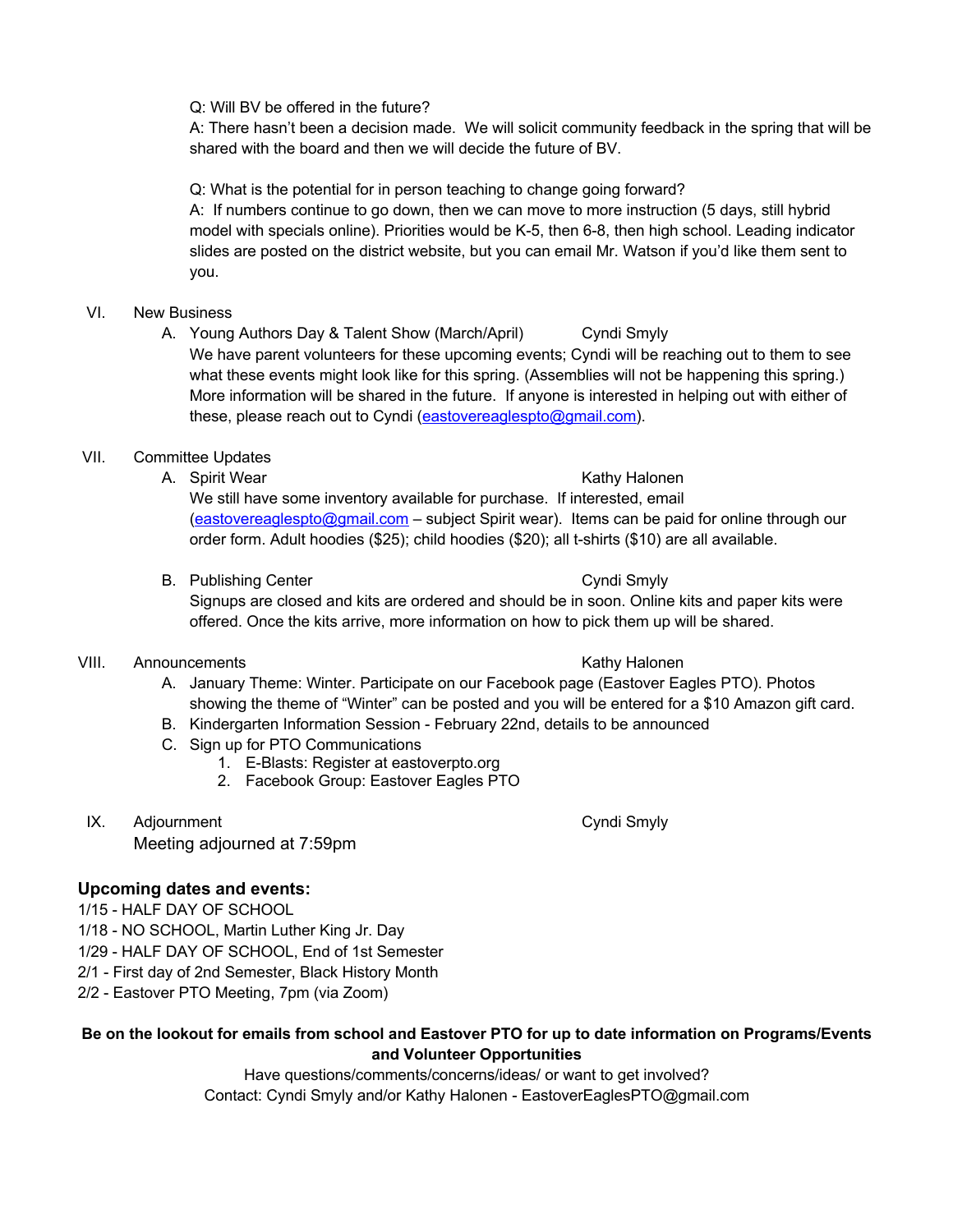Q: Will BV be offered in the future?
A: There hasn't been a decision made. We will solicit community feedback in the spring that will be shared with the board and then we will decide the future of BV.

Q: What is the potential for in person teaching to change going forward?
A: If numbers continue to go down, then we can move to more instruction (5 days, still hybrid model with specials online). Priorities would be K-5, then 6-8, then high school. Leading indicator slides are posted on the district website, but you can email Mr. Watson if you'd like them sent to you.

VI. New Business

A. Young Authors Day & Talent Show (March/April) — Cyndi Smyly

We have parent volunteers for these upcoming events; Cyndi will be reaching out to them to see what these events might look like for this spring. (Assemblies will not be happening this spring.) More information will be shared in the future. If anyone is interested in helping out with either of these, please reach out to Cyndi (eastovereaglespto@gmail.com).

VII. Committee Updates

A. Spirit Wear — Kathy Halonen

We still have some inventory available for purchase. If interested, email (eastovereaglespto@gmail.com – subject Spirit wear). Items can be paid for online through our order form. Adult hoodies ($25); child hoodies ($20); all t-shirts ($10) are all available.

B. Publishing Center — Cyndi Smyly

Signups are closed and kits are ordered and should be in soon. Online kits and paper kits were offered. Once the kits arrive, more information on how to pick them up will be shared.

VIII. Announcements — Kathy Halonen

A. January Theme: Winter. Participate on our Facebook page (Eastover Eagles PTO). Photos showing the theme of "Winter" can be posted and you will be entered for a $10 Amazon gift card.
B. Kindergarten Information Session - February 22nd, details to be announced
C. Sign up for PTO Communications
    1. E-Blasts: Register at eastoverpto.org
    2. Facebook Group: Eastover Eagles PTO

IX. Adjournment — Cyndi Smyly

Meeting adjourned at 7:59pm

## Upcoming dates and events:

1/15 - HALF DAY OF SCHOOL
1/18 - NO SCHOOL, Martin Luther King Jr. Day
1/29 - HALF DAY OF SCHOOL, End of 1st Semester
2/1 - First day of 2nd Semester, Black History Month
2/2 - Eastover PTO Meeting, 7pm (via Zoom)

**Be on the lookout for emails from school and Eastover PTO for up to date information on Programs/Events and Volunteer Opportunities**

Have questions/comments/concerns/ideas/ or want to get involved?
Contact: Cyndi Smyly and/or Kathy Halonen - EastoverEaglesPTO@gmail.com